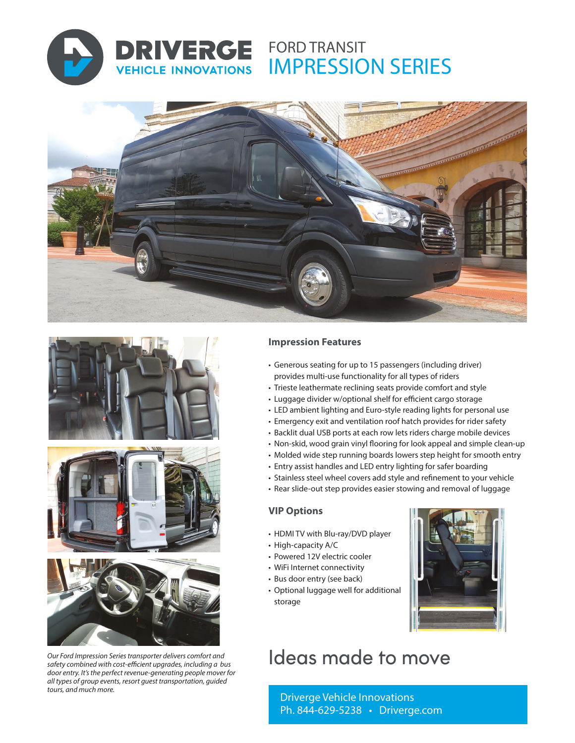# DRIVERGE VEHICLE INNOVATIONS

## FORD TRANSIT IMPRESSION SERIES

### Impression Features

- Generous seating for up to 15 passengers (including driver) provides multi-use functionality for all types of riders
- Trieste leathermate reclining seats provide comfort and style
- Luggage divider w/optional shelf for efficient cargo storage
- LED ambient lighting and Euro-style reading lights for personal use
- Emergency exit and ventilation roof hatch provides for rider safety
- Backlit dual USB ports at each row lets riders charge mobile devices
- Non-skid, wood grain vinyl flooring for look appeal and simple clean-up
- Molded wide step running boards lowers step height for smooth entry
- Entry assist handles and LED entry lighting for safer boarding
- Stainless steel wheel covers add style and refinement to your vehicle
- Rear slide-out step provides easier stowing and removal of luggage

### VIP Options

- HDMI TV with Blu-ray/DVD player
- High-capacity A/C
- Powered 12V electric cooler
- WiFi Internet connectivity
- Bus door entry (see back)
- Optional luggage well for additional storage

*Our Ford Impression Series transporter delivers comfort and safety combined with cost-efficient upgrades, including a bus door entry. It's the perfect revenue-generating people mover for all types of group events, resort guest transportation, guided tours, and much more.*

## Ideas made to move

Driverge Vehicle Innovations
Ph. 844-629-5238 • Driverge.com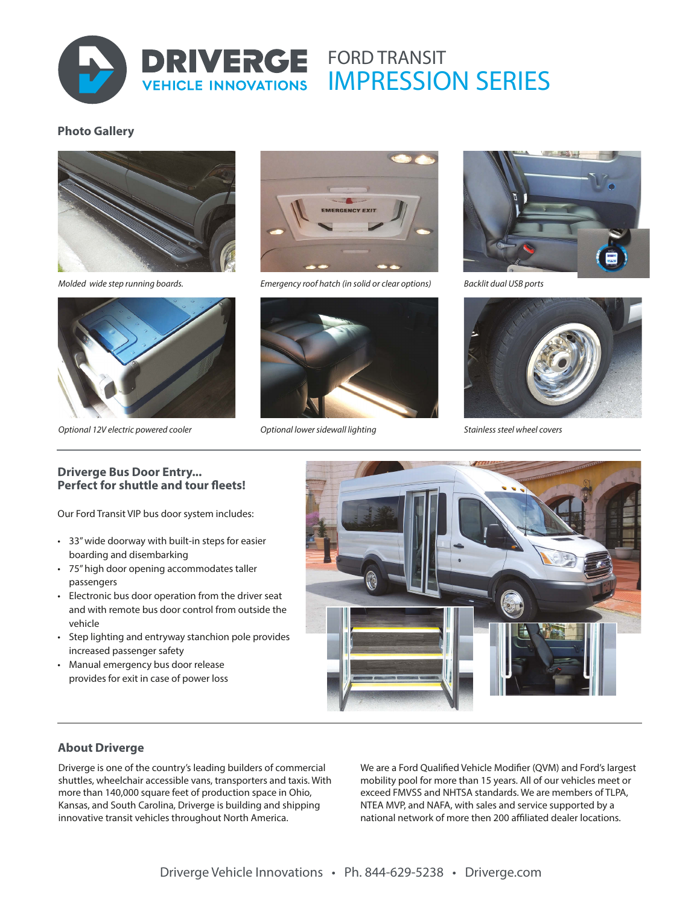# DRIVERGE VEHICLE INNOVATIONS — FORD TRANSIT IMPRESSION SERIES

## Photo Gallery

*Molded wide step running boards.*

*Emergency roof hatch (in solid or clear options)*

*Backlit dual USB ports*

*Optional 12V electric powered cooler*

*Optional lower sidewall lighting*

*Stainless steel wheel covers*

## Driverge Bus Door Entry... Perfect for shuttle and tour fleets!

Our Ford Transit VIP bus door system includes:

- 33" wide doorway with built-in steps for easier boarding and disembarking
- 75" high door opening accommodates taller passengers
- Electronic bus door operation from the driver seat and with remote bus door control from outside the vehicle
- Step lighting and entryway stanchion pole provides increased passenger safety
- Manual emergency bus door release provides for exit in case of power loss

## About Driverge

Driverge is one of the country's leading builders of commercial shuttles, wheelchair accessible vans, transporters and taxis. With more than 140,000 square feet of production space in Ohio, Kansas, and South Carolina, Driverge is building and shipping innovative transit vehicles throughout North America.

We are a Ford Qualified Vehicle Modifier (QVM) and Ford's largest mobility pool for more than 15 years. All of our vehicles meet or exceed FMVSS and NHTSA standards. We are members of TLPA, NTEA MVP, and NAFA, with sales and service supported by a national network of more then 200 affiliated dealer locations.

Driverge Vehicle Innovations • Ph. 844-629-5238 • Driverge.com